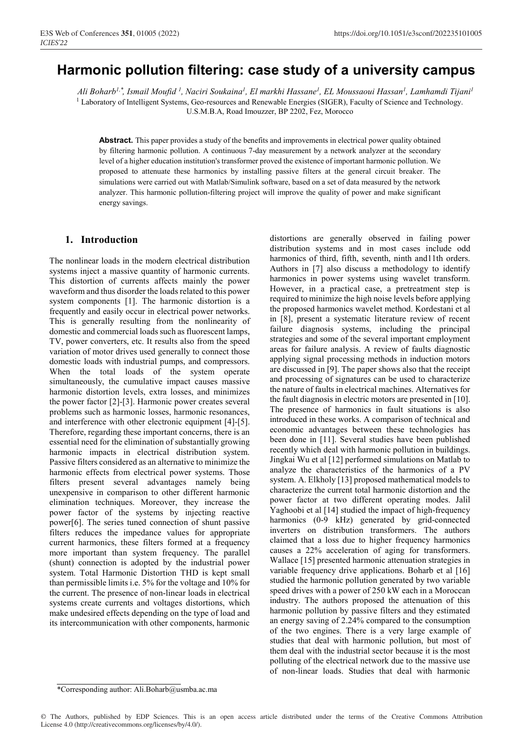# Harmonic pollution filtering: case study of a university campus

*Ali Boharb[1,*], Ismail Moufid [1], Naciri Soukaina[1], El markhi Hassane[1], EL Moussaoui Hassan[1], Lamhamdi Tijani[1]*

[1] Laboratory of Intelligent Systems, Geo-resources and Renewable Energies (SIGER), Faculty of Science and Technology. U.S.M.B.A, Road Imouzzer, BP 2202, Fez, Morocco

**Abstract.** This paper provides a study of the benefits and improvements in electrical power quality obtained by filtering harmonic pollution. A continuous 7-day measurement by a network analyzer at the secondary level of a higher education institution's transformer proved the existence of important harmonic pollution. We proposed to attenuate these harmonics by installing passive filters at the general circuit breaker. The simulations were carried out with Matlab/Simulink software, based on a set of data measured by the network analyzer. This harmonic pollution-filtering project will improve the quality of power and make significant energy savings.

## 1. Introduction

The nonlinear loads in the modern electrical distribution systems inject a massive quantity of harmonic currents. This distortion of currents affects mainly the power waveform and thus disorder the loads related to this power system components [1]. The harmonic distortion is a frequently and easily occur in electrical power networks. This is generally resulting from the nonlinearity of domestic and commercial loads such as fluorescent lamps, TV, power converters, etc. It results also from the speed variation of motor drives used generally to connect those domestic loads with industrial pumps, and compressors. When the total loads of the system operate simultaneously, the cumulative impact causes massive harmonic distortion levels, extra losses, and minimizes the power factor [2]-[3]. Harmonic power creates several problems such as harmonic losses, harmonic resonances, and interference with other electronic equipment [4]-[5]. Therefore, regarding these important concerns, there is an essential need for the elimination of substantially growing harmonic impacts in electrical distribution system. Passive filters considered as an alternative to minimize the harmonic effects from electrical power systems. Those filters present several advantages namely being unexpensive in comparison to other different harmonic elimination techniques. Moreover, they increase the power factor of the systems by injecting reactive power[6]. The series tuned connection of shunt passive filters reduces the impedance values for appropriate current harmonics, these filters formed at a frequency more important than system frequency. The parallel (shunt) connection is adopted by the industrial power system. Total Harmonic Distortion THD is kept small than permissible limits i.e. 5% for the voltage and 10% for the current. The presence of non-linear loads in electrical systems create currents and voltages distortions, which make undesired effects depending on the type of load and its intercommunication with other components, harmonic distortions are generally observed in failing power distribution systems and in most cases include odd harmonics of third, fifth, seventh, ninth and11th orders. Authors in [7] also discuss a methodology to identify harmonics in power systems using wavelet transform. However, in a practical case, a pretreatment step is required to minimize the high noise levels before applying the proposed harmonics wavelet method. Kordestani et al in [8], present a systematic literature review of recent failure diagnosis systems, including the principal strategies and some of the several important employment areas for failure analysis. A review of faults diagnostic applying signal processing methods in induction motors are discussed in [9]. The paper shows also that the receipt and processing of signatures can be used to characterize the nature of faults in electrical machines. Alternatives for the fault diagnosis in electric motors are presented in [10]. The presence of harmonics in fault situations is also introduced in these works. A comparison of technical and economic advantages between these technologies has been done in [11]. Several studies have been published recently which deal with harmonic pollution in buildings. Jingkai Wu et al [12] performed simulations on Matlab to analyze the characteristics of the harmonics of a PV system. A. Elkholy [13] proposed mathematical models to characterize the current total harmonic distortion and the power factor at two different operating modes. Jalil Yaghoobi et al [14] studied the impact of high-frequency harmonics (0-9 kHz) generated by grid-connected inverters on distribution transformers. The authors claimed that a loss due to higher frequency harmonics causes a 22% acceleration of aging for transformers. Wallace [15] presented harmonic attenuation strategies in variable frequency drive applications. Boharb et al [16] studied the harmonic pollution generated by two variable speed drives with a power of 250 kW each in a Moroccan industry. The authors proposed the attenuation of this harmonic pollution by passive filters and they estimated an energy saving of 2.24% compared to the consumption of the two engines. There is a very large example of studies that deal with harmonic pollution, but most of them deal with the industrial sector because it is the most polluting of the electrical network due to the massive use of non-linear loads. Studies that deal with harmonic

*Corresponding author: Ali.Boharb@usmba.ac.ma

© The Authors, published by EDP Sciences. This is an open access article distributed under the terms of the Creative Commons Attribution License 4.0 (http://creativecommons.org/licenses/by/4.0/).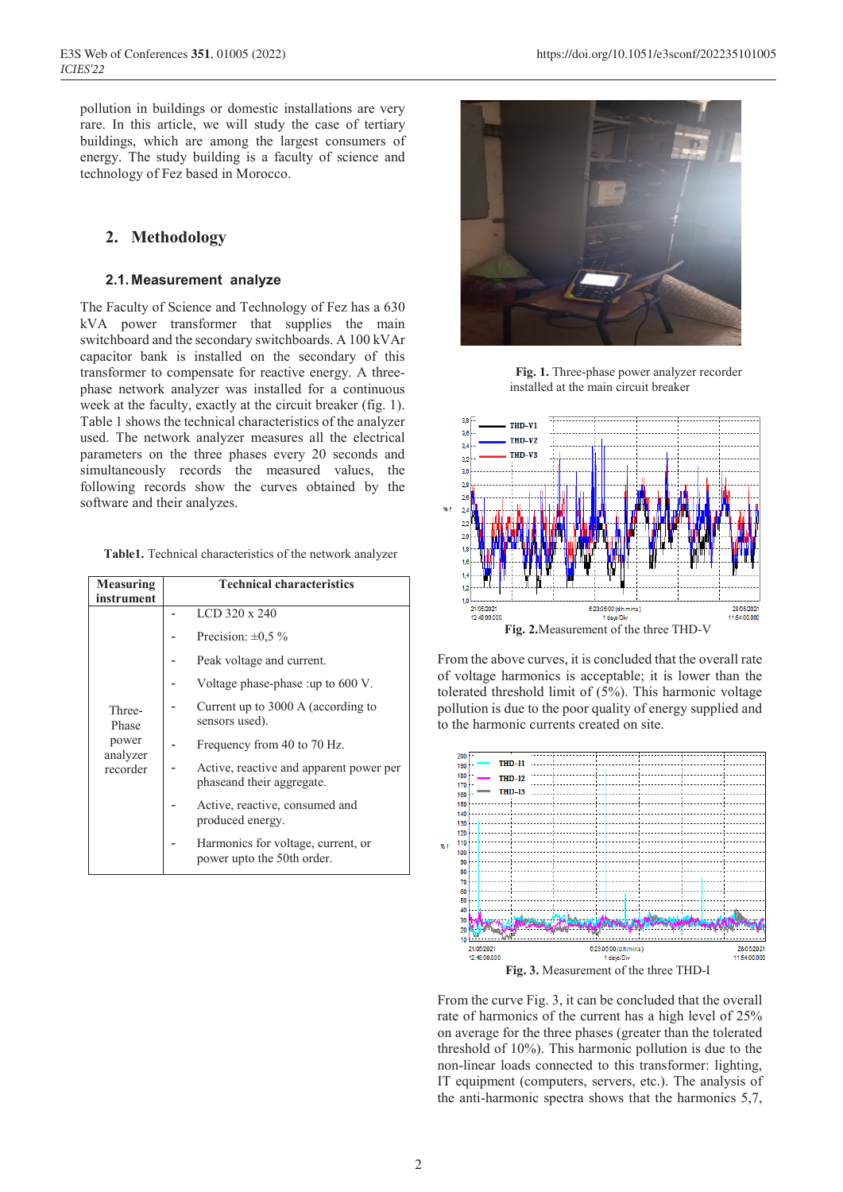pollution in buildings or domestic installations are very rare. In this article, we will study the case of tertiary buildings, which are among the largest consumers of energy. The study building is a faculty of science and technology of Fez based in Morocco.

## 2. Methodology

### 2.1. Measurement analyze

The Faculty of Science and Technology of Fez has a 630 kVA power transformer that supplies the main switchboard and the secondary switchboards. A 100 kVAr capacitor bank is installed on the secondary of this transformer to compensate for reactive energy. A three-phase network analyzer was installed for a continuous week at the faculty, exactly at the circuit breaker (fig. 1). Table 1 shows the technical characteristics of the analyzer used. The network analyzer measures all the electrical parameters on the three phases every 20 seconds and simultaneously records the measured values, the following records show the curves obtained by the software and their analyzes.

**Table1.** Technical characteristics of the network analyzer

| Measuring instrument | Technical characteristics |
|---|---|
| Three-Phase power analyzer recorder | - LCD 320 x 240<br>- Precision: ±0,5 %<br>- Peak voltage and current.<br>- Voltage phase-phase :up to 600 V.<br>- Current up to 3000 A (according to sensors used).<br>- Frequency from 40 to 70 Hz.<br>- Active, reactive and apparent power per phaseand their aggregate.<br>- Active, reactive, consumed and produced energy.<br>- Harmonics for voltage, current, or power upto the 50th order. |

**Fig. 1.** Three-phase power analyzer recorder installed at the main circuit breaker

**Fig. 2.** Measurement of the three THD-V

From the above curves, it is concluded that the overall rate of voltage harmonics is acceptable; it is lower than the tolerated threshold limit of (5%). This harmonic voltage pollution is due to the poor quality of energy supplied and to the harmonic currents created on site.

**Fig. 3.** Measurement of the three THD-I

From the curve Fig. 3, it can be concluded that the overall rate of harmonics of the current has a high level of 25% on average for the three phases (greater than the tolerated threshold of 10%). This harmonic pollution is due to the non-linear loads connected to this transformer: lighting, IT equipment (computers, servers, etc.). The analysis of the anti-harmonic spectra shows that the harmonics 5,7,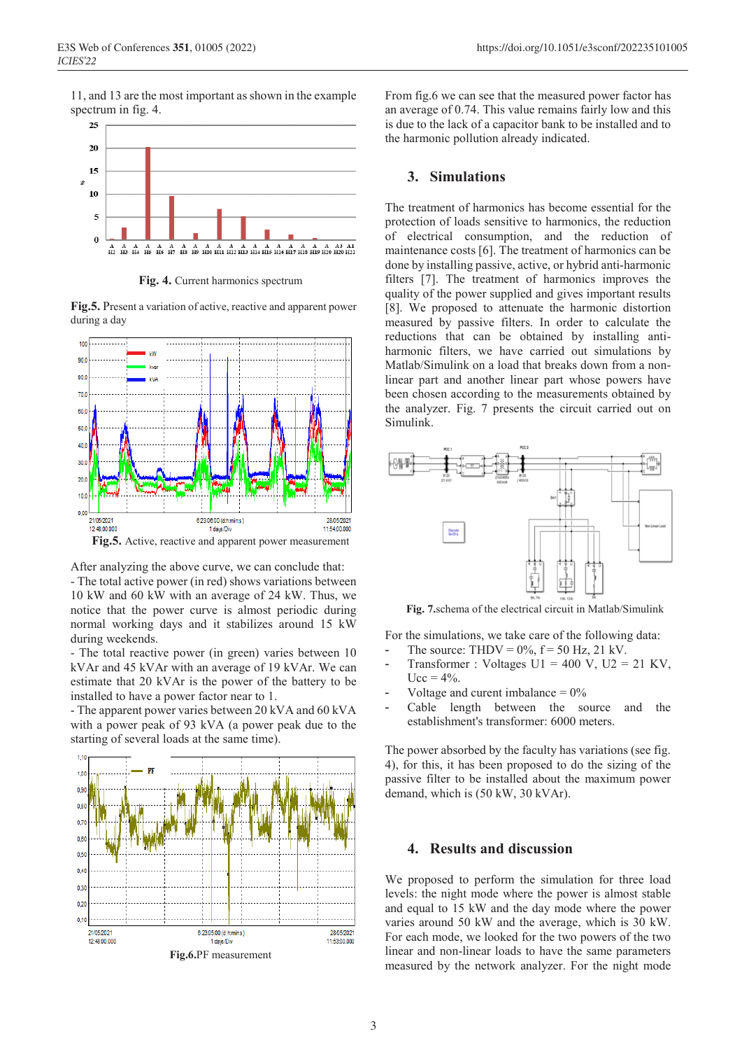11, and 13 are the most important as shown in the example spectrum in fig. 4.

**Fig. 4.** Current harmonics spectrum

**Fig.5.** Present a variation of active, reactive and apparent power during a day

**Fig.5.** Active, reactive and apparent power measurement

After analyzing the above curve, we can conclude that:

- The total active power (in red) shows variations between 10 kW and 60 kW with an average of 24 kW. Thus, we notice that the power curve is almost periodic during normal working days and it stabilizes around 15 kW during weekends.
- The total reactive power (in green) varies between 10 kVAr and 45 kVAr with an average of 19 kVAr. We can estimate that 20 kVAr is the power of the battery to be installed to have a power factor near to 1.
- The apparent power varies between 20 kVA and 60 kVA with a power peak of 93 kVA (a power peak due to the starting of several loads at the same time).

**Fig.6.** PF measurement

From fig.6 we can see that the measured power factor has an average of 0.74. This value remains fairly low and this is due to the lack of a capacitor bank to be installed and to the harmonic pollution already indicated.

## 3. Simulations

The treatment of harmonics has become essential for the protection of loads sensitive to harmonics, the reduction of electrical consumption, and the reduction of maintenance costs [6]. The treatment of harmonics can be done by installing passive, active, or hybrid anti-harmonic filters [7]. The treatment of harmonics improves the quality of the power supplied and gives important results [8]. We proposed to attenuate the harmonic distortion measured by passive filters. In order to calculate the reductions that can be obtained by installing anti-harmonic filters, we have carried out simulations by Matlab/Simulink on a load that breaks down from a non-linear part and another linear part whose powers have been chosen according to the measurements obtained by the analyzer. Fig. 7 presents the circuit carried out on Simulink.

**Fig. 7.** schema of the electrical circuit in Matlab/Simulink

For the simulations, we take care of the following data:

- The source: THDV = 0%, f = 50 Hz, 21 kV.
- Transformer : Voltages U1 = 400 V, U2 = 21 KV, Ucc = 4%.
- Voltage and current imbalance = 0%
- Cable length between the source and the establishment's transformer: 6000 meters.

The power absorbed by the faculty has variations (see fig. 4), for this, it has been proposed to do the sizing of the passive filter to be installed about the maximum power demand, which is (50 kW, 30 kVAr).

## 4. Results and discussion

We proposed to perform the simulation for three load levels: the night mode where the power is almost stable and equal to 15 kW and the day mode where the power varies around 50 kW and the average, which is 30 kW. For each mode, we looked for the two powers of the two linear and non-linear loads to have the same parameters measured by the network analyzer. For the night mode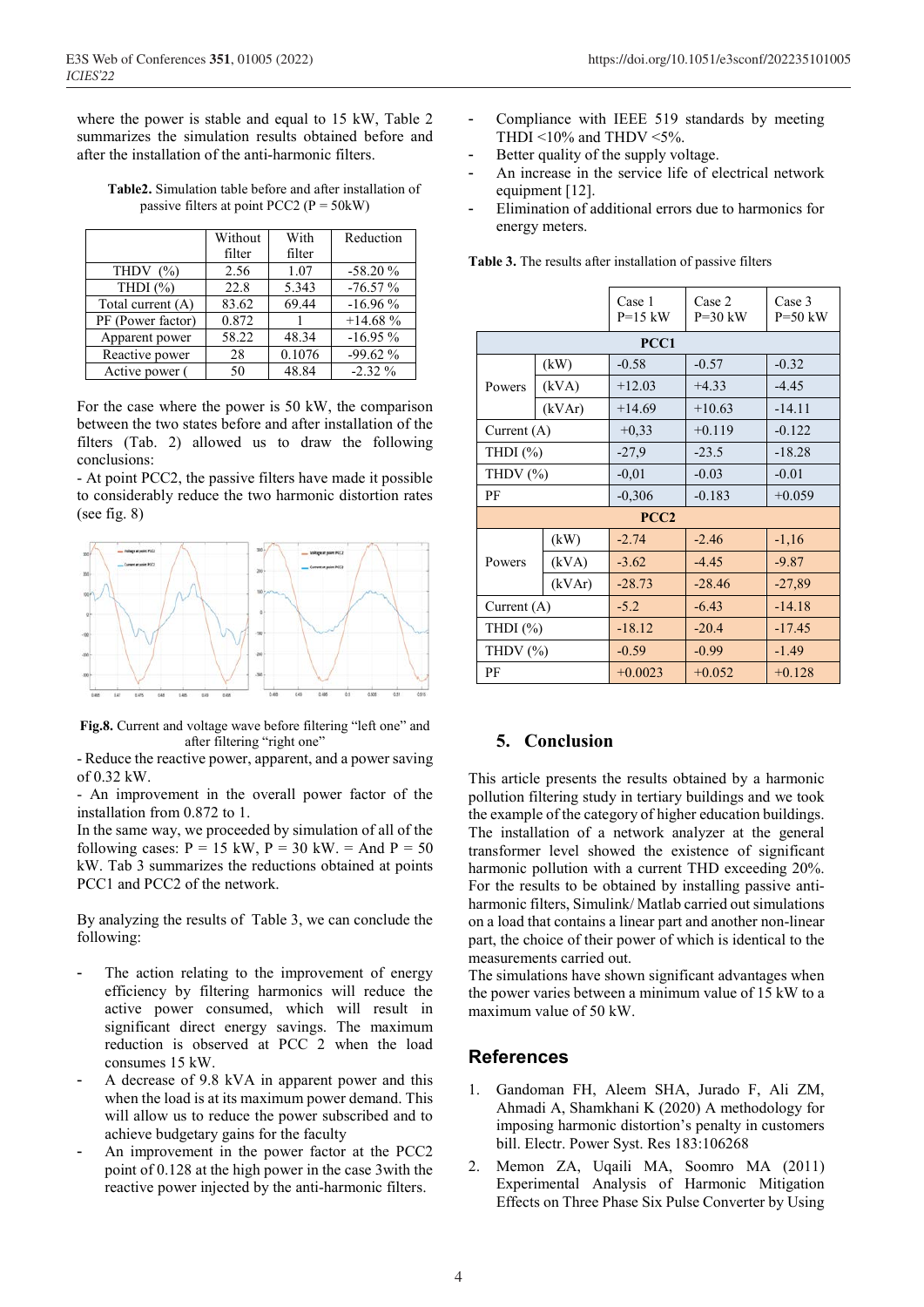where the power is stable and equal to 15 kW, Table 2 summarizes the simulation results obtained before and after the installation of the anti-harmonic filters.

**Table2.** Simulation table before and after installation of passive filters at point PCC2 (P = 50kW)

| | Without filter | With filter | Reduction |
|---|---|---|---|
| THDV (%) | 2.56 | 1.07 | -58.20 % |
| THDI (%) | 22.8 | 5.343 | -76.57 % |
| Total current (A) | 83.62 | 69.44 | -16.96 % |
| PF (Power factor) | 0.872 | 1 | +14.68 % |
| Apparent power | 58.22 | 48.34 | -16.95 % |
| Reactive power | 28 | 0.1076 | -99.62 % |
| Active power ( | 50 | 48.84 | -2.32 % |

For the case where the power is 50 kW, the comparison between the two states before and after installation of the filters (Tab. 2) allowed us to draw the following conclusions:

- At point PCC2, the passive filters have made it possible to considerably reduce the two harmonic distortion rates (see fig. 8)

**Fig.8.** Current and voltage wave before filtering "left one" and after filtering "right one"

- Reduce the reactive power, apparent, and a power saving of 0.32 kW.
- An improvement in the overall power factor of the installation from 0.872 to 1.

In the same way, we proceeded by simulation of all of the following cases: P = 15 kW, P = 30 kW. = And P = 50 kW. Tab 3 summarizes the reductions obtained at points PCC1 and PCC2 of the network.

By analyzing the results of Table 3, we can conclude the following:

- The action relating to the improvement of energy efficiency by filtering harmonics will reduce the active power consumed, which will result in significant direct energy savings. The maximum reduction is observed at PCC 2 when the load consumes 15 kW.
- A decrease of 9.8 kVA in apparent power and this when the load is at its maximum power demand. This will allow us to reduce the power subscribed and to achieve budgetary gains for the faculty
- An improvement in the power factor at the PCC2 point of 0.128 at the high power in the case 3with the reactive power injected by the anti-harmonic filters.
- Compliance with IEEE 519 standards by meeting THDI <10% and THDV <5%.
- Better quality of the supply voltage.
- An increase in the service life of electrical network equipment [12].
- Elimination of additional errors due to harmonics for energy meters.

**Table 3.** The results after installation of passive filters

| | | Case 1 P=15 kW | Case 2 P=30 kW | Case 3 P=50 kW |
|---|---|---|---|---|
| **PCC1** | | | | |
| Powers | (kW) | -0.58 | -0.57 | -0.32 |
| | (kVA) | +12.03 | +4.33 | -4.45 |
| | (kVAr) | +14.69 | +10.63 | -14.11 |
| Current (A) | | +0,33 | +0.119 | -0.122 |
| THDI (%) | | -27,9 | -23.5 | -18.28 |
| THDV (%) | | -0,01 | -0.03 | -0.01 |
| PF | | -0,306 | -0.183 | +0.059 |
| **PCC2** | | | | |
| Powers | (kW) | -2.74 | -2.46 | -1,16 |
| | (kVA) | -3.62 | -4.45 | -9.87 |
| | (kVAr) | -28.73 | -28.46 | -27,89 |
| Current (A) | | -5.2 | -6.43 | -14.18 |
| THDI (%) | | -18.12 | -20.4 | -17.45 |
| THDV (%) | | -0.59 | -0.99 | -1.49 |
| PF | | +0.0023 | +0.052 | +0.128 |

## 5. Conclusion

This article presents the results obtained by a harmonic pollution filtering study in tertiary buildings and we took the example of the category of higher education buildings. The installation of a network analyzer at the general transformer level showed the existence of significant harmonic pollution with a current THD exceeding 20%. For the results to be obtained by installing passive anti-harmonic filters, Simulink/ Matlab carried out simulations on a load that contains a linear part and another non-linear part, the choice of their power of which is identical to the measurements carried out.

The simulations have shown significant advantages when the power varies between a minimum value of 15 kW to a maximum value of 50 kW.

## References

1. Gandoman FH, Aleem SHA, Jurado F, Ali ZM, Ahmadi A, Shamkhani K (2020) A methodology for imposing harmonic distortion's penalty in customers bill. Electr. Power Syst. Res 183:106268
2. Memon ZA, Uqaili MA, Soomro MA (2011) Experimental Analysis of Harmonic Mitigation Effects on Three Phase Six Pulse Converter by Using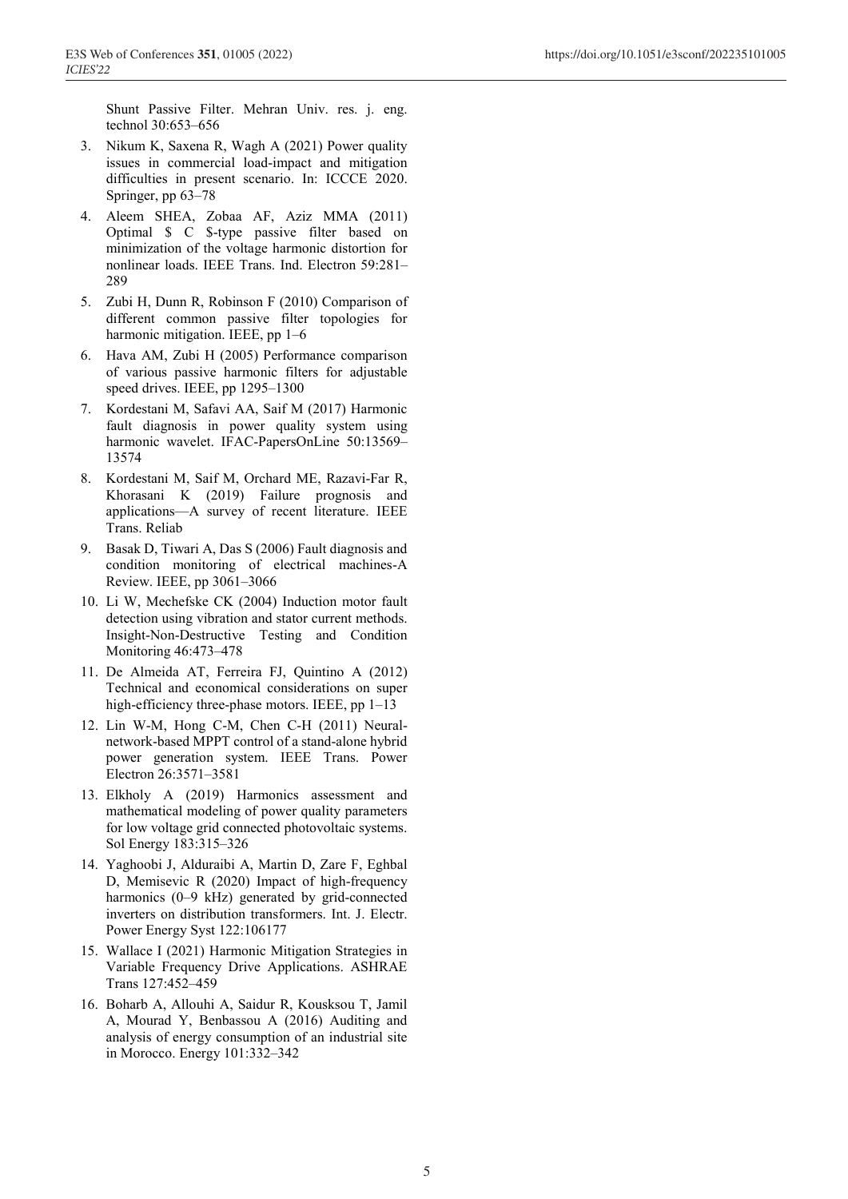Shunt Passive Filter. Mehran Univ. res. j. eng. technol 30:653–656

3. Nikum K, Saxena R, Wagh A (2021) Power quality issues in commercial load-impact and mitigation difficulties in present scenario. In: ICCCE 2020. Springer, pp 63–78
4. Aleem SHEA, Zobaa AF, Aziz MMA (2011) Optimal $ C $-type passive filter based on minimization of the voltage harmonic distortion for nonlinear loads. IEEE Trans. Ind. Electron 59:281–289
5. Zubi H, Dunn R, Robinson F (2010) Comparison of different common passive filter topologies for harmonic mitigation. IEEE, pp 1–6
6. Hava AM, Zubi H (2005) Performance comparison of various passive harmonic filters for adjustable speed drives. IEEE, pp 1295–1300
7. Kordestani M, Safavi AA, Saif M (2017) Harmonic fault diagnosis in power quality system using harmonic wavelet. IFAC-PapersOnLine 50:13569–13574
8. Kordestani M, Saif M, Orchard ME, Razavi-Far R, Khorasani K (2019) Failure prognosis and applications—A survey of recent literature. IEEE Trans. Reliab
9. Basak D, Tiwari A, Das S (2006) Fault diagnosis and condition monitoring of electrical machines-A Review. IEEE, pp 3061–3066
10. Li W, Mechefske CK (2004) Induction motor fault detection using vibration and stator current methods. Insight-Non-Destructive Testing and Condition Monitoring 46:473–478
11. De Almeida AT, Ferreira FJ, Quintino A (2012) Technical and economical considerations on super high-efficiency three-phase motors. IEEE, pp 1–13
12. Lin W-M, Hong C-M, Chen C-H (2011) Neural-network-based MPPT control of a stand-alone hybrid power generation system. IEEE Trans. Power Electron 26:3571–3581
13. Elkholy A (2019) Harmonics assessment and mathematical modeling of power quality parameters for low voltage grid connected photovoltaic systems. Sol Energy 183:315–326
14. Yaghoobi J, Alduraibi A, Martin D, Zare F, Eghbal D, Memisevic R (2020) Impact of high-frequency harmonics (0–9 kHz) generated by grid-connected inverters on distribution transformers. Int. J. Electr. Power Energy Syst 122:106177
15. Wallace I (2021) Harmonic Mitigation Strategies in Variable Frequency Drive Applications. ASHRAE Trans 127:452–459
16. Boharb A, Allouhi A, Saidur R, Kousksou T, Jamil A, Mourad Y, Benbassou A (2016) Auditing and analysis of energy consumption of an industrial site in Morocco. Energy 101:332–342